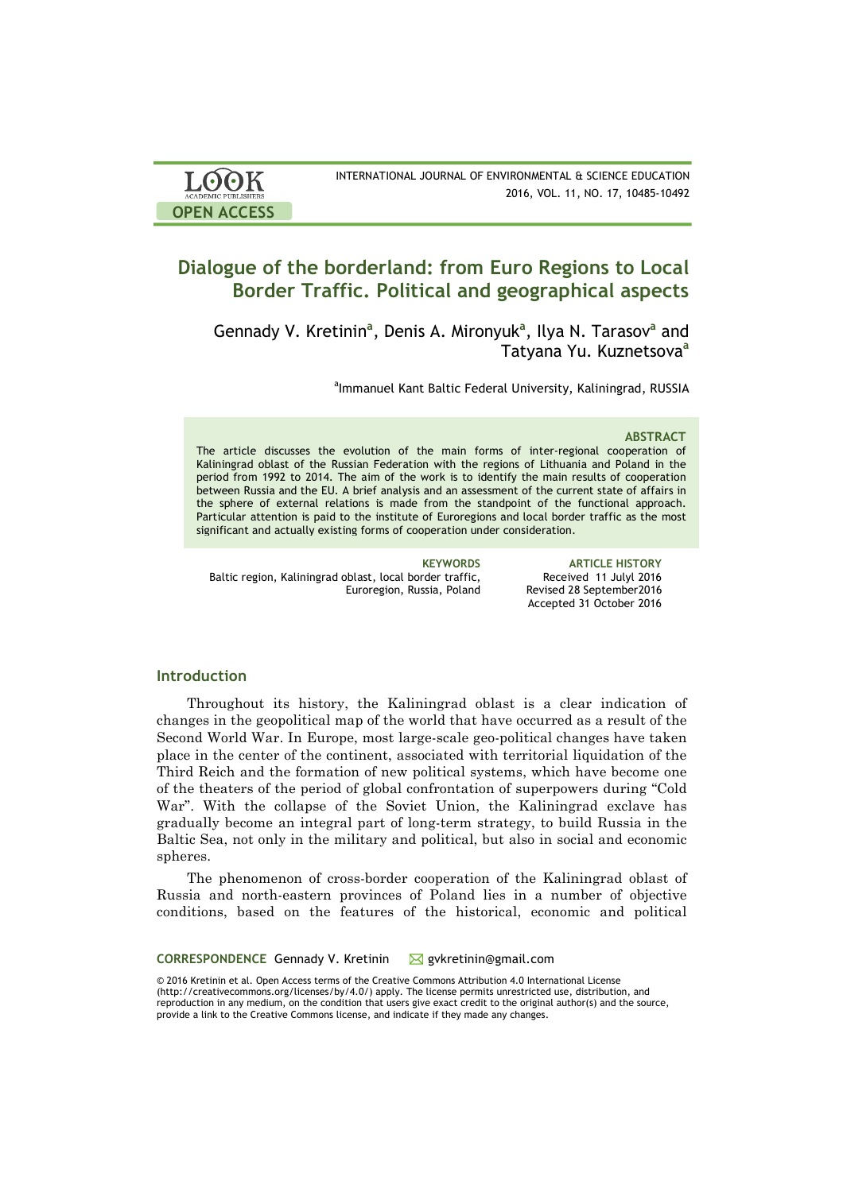OPEN ACCESS

# Dialogue of the borderland: from Euro Regions to Local Border Traffic. Political and geographical aspects

Gennady V. Kretinin[a], Denis A. Mironyuk[a], Ilya N. Tarasov[a] and Tatyana Yu. Kuznetsova[a]

[a]Immanuel Kant Baltic Federal University, Kaliningrad, RUSSIA

### ABSTRACT

The article discusses the evolution of the main forms of inter-regional cooperation of Kaliningrad oblast of the Russian Federation with the regions of Lithuania and Poland in the period from 1992 to 2014. The aim of the work is to identify the main results of cooperation between Russia and the EU. A brief analysis and an assessment of the current state of affairs in the sphere of external relations is made from the standpoint of the functional approach. Particular attention is paid to the institute of Euroregions and local border traffic as the most significant and actually existing forms of cooperation under consideration.

**KEYWORDS**
Baltic region, Kaliningrad oblast, local border traffic, Euroregion, Russia, Poland

**ARTICLE HISTORY**
Received 11 Julyl 2016
Revised 28 September2016
Accepted 31 October 2016

## Introduction

Throughout its history, the Kaliningrad oblast is a clear indication of changes in the geopolitical map of the world that have occurred as a result of the Second World War. In Europe, most large-scale geo-political changes have taken place in the center of the continent, associated with territorial liquidation of the Third Reich and the formation of new political systems, which have become one of the theaters of the period of global confrontation of superpowers during "Cold War". With the collapse of the Soviet Union, the Kaliningrad exclave has gradually become an integral part of long-term strategy, to build Russia in the Baltic Sea, not only in the military and political, but also in social and economic spheres.

The phenomenon of cross-border cooperation of the Kaliningrad oblast of Russia and north-eastern provinces of Poland lies in a number of objective conditions, based on the features of the historical, economic and political

**CORRESPONDENCE** Gennady V. Kretinin ✉ gvkretinin@gmail.com

© 2016 Kretinin et al. Open Access terms of the Creative Commons Attribution 4.0 International License (http://creativecommons.org/licenses/by/4.0/) apply. The license permits unrestricted use, distribution, and reproduction in any medium, on the condition that users give exact credit to the original author(s) and the source, provide a link to the Creative Commons license, and indicate if they made any changes.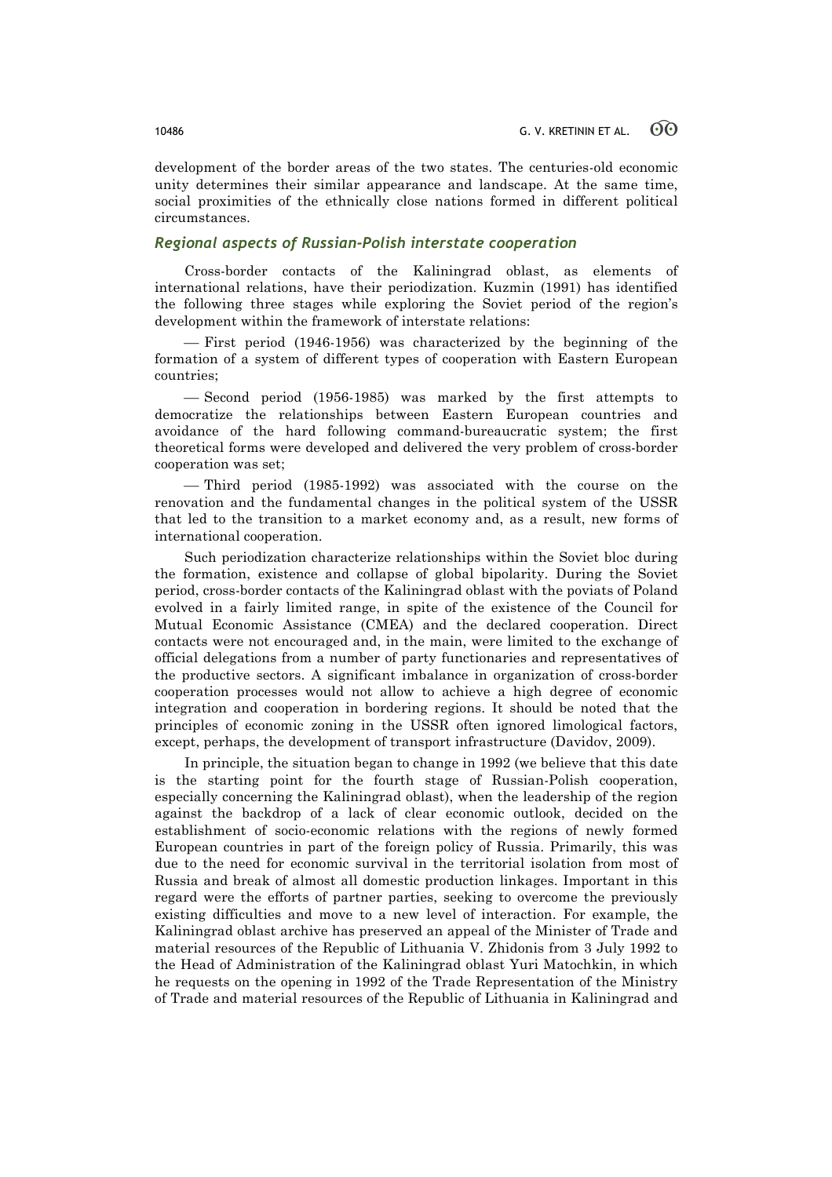development of the border areas of the two states. The centuries-old economic unity determines their similar appearance and landscape. At the same time, social proximities of the ethnically close nations formed in different political circumstances.

## *Regional aspects of Russian-Polish interstate cooperation*

Cross-border contacts of the Kaliningrad oblast, as elements of international relations, have their periodization. Kuzmin (1991) has identified the following three stages while exploring the Soviet period of the region's development within the framework of interstate relations:

— First period (1946-1956) was characterized by the beginning of the formation of a system of different types of cooperation with Eastern European countries;

— Second period (1956-1985) was marked by the first attempts to democratize the relationships between Eastern European countries and avoidance of the hard following command-bureaucratic system; the first theoretical forms were developed and delivered the very problem of cross-border cooperation was set;

— Third period (1985-1992) was associated with the course on the renovation and the fundamental changes in the political system of the USSR that led to the transition to a market economy and, as a result, new forms of international cooperation.

Such periodization characterize relationships within the Soviet bloc during the formation, existence and collapse of global bipolarity. During the Soviet period, cross-border contacts of the Kaliningrad oblast with the poviats of Poland evolved in a fairly limited range, in spite of the existence of the Council for Mutual Economic Assistance (CMEA) and the declared cooperation. Direct contacts were not encouraged and, in the main, were limited to the exchange of official delegations from a number of party functionaries and representatives of the productive sectors. A significant imbalance in organization of cross-border cooperation processes would not allow to achieve a high degree of economic integration and cooperation in bordering regions. It should be noted that the principles of economic zoning in the USSR often ignored limological factors, except, perhaps, the development of transport infrastructure (Davidov, 2009).

In principle, the situation began to change in 1992 (we believe that this date is the starting point for the fourth stage of Russian-Polish cooperation, especially concerning the Kaliningrad oblast), when the leadership of the region against the backdrop of a lack of clear economic outlook, decided on the establishment of socio-economic relations with the regions of newly formed European countries in part of the foreign policy of Russia. Primarily, this was due to the need for economic survival in the territorial isolation from most of Russia and break of almost all domestic production linkages. Important in this regard were the efforts of partner parties, seeking to overcome the previously existing difficulties and move to a new level of interaction. For example, the Kaliningrad oblast archive has preserved an appeal of the Minister of Trade and material resources of the Republic of Lithuania V. Zhidonis from 3 July 1992 to the Head of Administration of the Kaliningrad oblast Yuri Matochkin, in which he requests on the opening in 1992 of the Trade Representation of the Ministry of Trade and material resources of the Republic of Lithuania in Kaliningrad and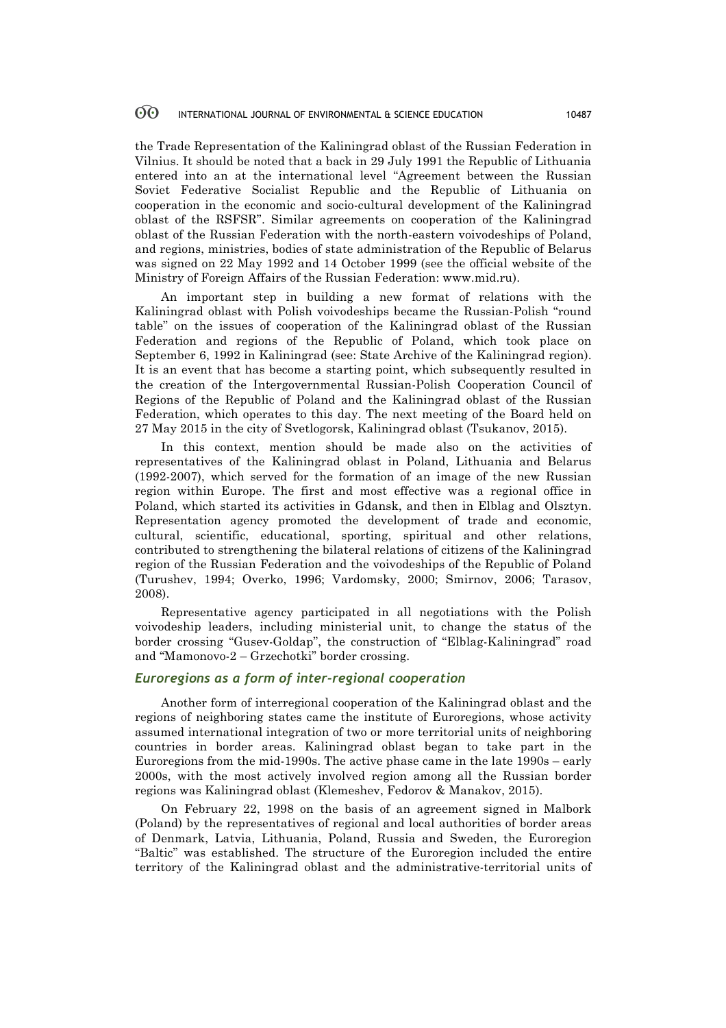the Trade Representation of the Kaliningrad oblast of the Russian Federation in Vilnius. It should be noted that a back in 29 July 1991 the Republic of Lithuania entered into an at the international level "Agreement between the Russian Soviet Federative Socialist Republic and the Republic of Lithuania on cooperation in the economic and socio-cultural development of the Kaliningrad oblast of the RSFSR". Similar agreements on cooperation of the Kaliningrad oblast of the Russian Federation with the north-eastern voivodeships of Poland, and regions, ministries, bodies of state administration of the Republic of Belarus was signed on 22 May 1992 and 14 October 1999 (see the official website of the Ministry of Foreign Affairs of the Russian Federation: www.mid.ru).

An important step in building a new format of relations with the Kaliningrad oblast with Polish voivodeships became the Russian-Polish "round table" on the issues of cooperation of the Kaliningrad oblast of the Russian Federation and regions of the Republic of Poland, which took place on September 6, 1992 in Kaliningrad (see: State Archive of the Kaliningrad region). It is an event that has become a starting point, which subsequently resulted in the creation of the Intergovernmental Russian-Polish Cooperation Council of Regions of the Republic of Poland and the Kaliningrad oblast of the Russian Federation, which operates to this day. The next meeting of the Board held on 27 May 2015 in the city of Svetlogorsk, Kaliningrad oblast (Tsukanov, 2015).

In this context, mention should be made also on the activities of representatives of the Kaliningrad oblast in Poland, Lithuania and Belarus (1992-2007), which served for the formation of an image of the new Russian region within Europe. The first and most effective was a regional office in Poland, which started its activities in Gdansk, and then in Elblag and Olsztyn. Representation agency promoted the development of trade and economic, cultural, scientific, educational, sporting, spiritual and other relations, contributed to strengthening the bilateral relations of citizens of the Kaliningrad region of the Russian Federation and the voivodeships of the Republic of Poland (Turushev, 1994; Overko, 1996; Vardomsky, 2000; Smirnov, 2006; Tarasov, 2008).

Representative agency participated in all negotiations with the Polish voivodeship leaders, including ministerial unit, to change the status of the border crossing "Gusev-Goldap", the construction of "Elblag-Kaliningrad" road and "Mamonovo-2 – Grzechotki" border crossing.

### *Euroregions as a form of inter-regional cooperation*

Another form of interregional cooperation of the Kaliningrad oblast and the regions of neighboring states came the institute of Euroregions, whose activity assumed international integration of two or more territorial units of neighboring countries in border areas. Kaliningrad oblast began to take part in the Euroregions from the mid-1990s. The active phase came in the late 1990s – early 2000s, with the most actively involved region among all the Russian border regions was Kaliningrad oblast (Klemeshev, Fedorov & Manakov, 2015).

On February 22, 1998 on the basis of an agreement signed in Malbork (Poland) by the representatives of regional and local authorities of border areas of Denmark, Latvia, Lithuania, Poland, Russia and Sweden, the Euroregion "Baltic" was established. The structure of the Euroregion included the entire territory of the Kaliningrad oblast and the administrative-territorial units of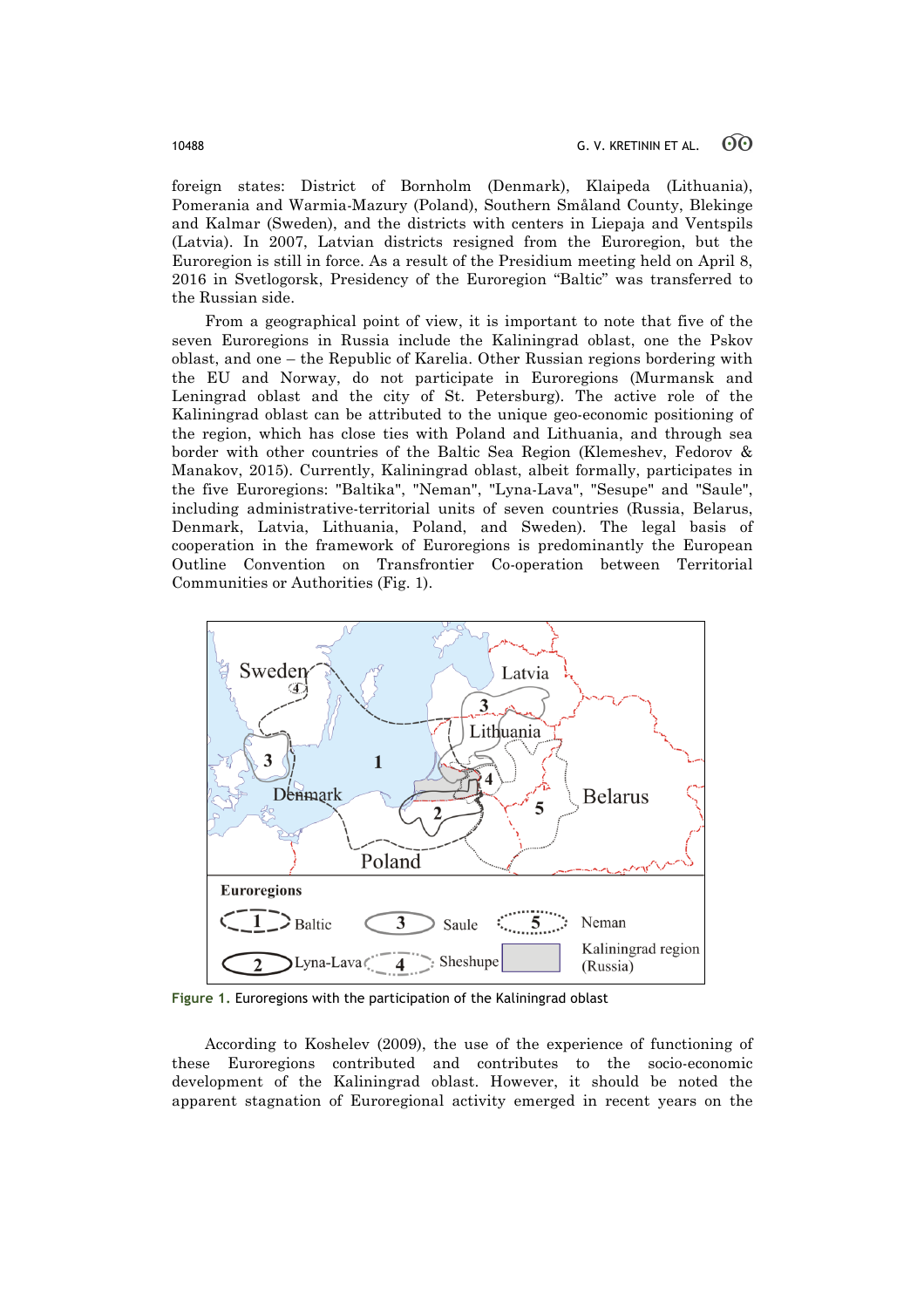foreign states: District of Bornholm (Denmark), Klaipeda (Lithuania), Pomerania and Warmia-Mazury (Poland), Southern Småland County, Blekinge and Kalmar (Sweden), and the districts with centers in Liepaja and Ventspils (Latvia). In 2007, Latvian districts resigned from the Euroregion, but the Euroregion is still in force. As a result of the Presidium meeting held on April 8, 2016 in Svetlogorsk, Presidency of the Euroregion "Baltic" was transferred to the Russian side.

From a geographical point of view, it is important to note that five of the seven Euroregions in Russia include the Kaliningrad oblast, one the Pskov oblast, and one – the Republic of Karelia. Other Russian regions bordering with the EU and Norway, do not participate in Euroregions (Murmansk and Leningrad oblast and the city of St. Petersburg). The active role of the Kaliningrad oblast can be attributed to the unique geo-economic positioning of the region, which has close ties with Poland and Lithuania, and through sea border with other countries of the Baltic Sea Region (Klemeshev, Fedorov & Manakov, 2015). Currently, Kaliningrad oblast, albeit formally, participates in the five Euroregions: "Baltika", "Neman", "Lyna-Lava", "Sesupe" and "Saule", including administrative-territorial units of seven countries (Russia, Belarus, Denmark, Latvia, Lithuania, Poland, and Sweden). The legal basis of cooperation in the framework of Euroregions is predominantly the European Outline Convention on Transfrontier Co-operation between Territorial Communities or Authorities (Fig. 1).

**Figure 1.** Euroregions with the participation of the Kaliningrad oblast

According to Koshelev (2009), the use of the experience of functioning of these Euroregions contributed and contributes to the socio-economic development of the Kaliningrad oblast. However, it should be noted the apparent stagnation of Euroregional activity emerged in recent years on the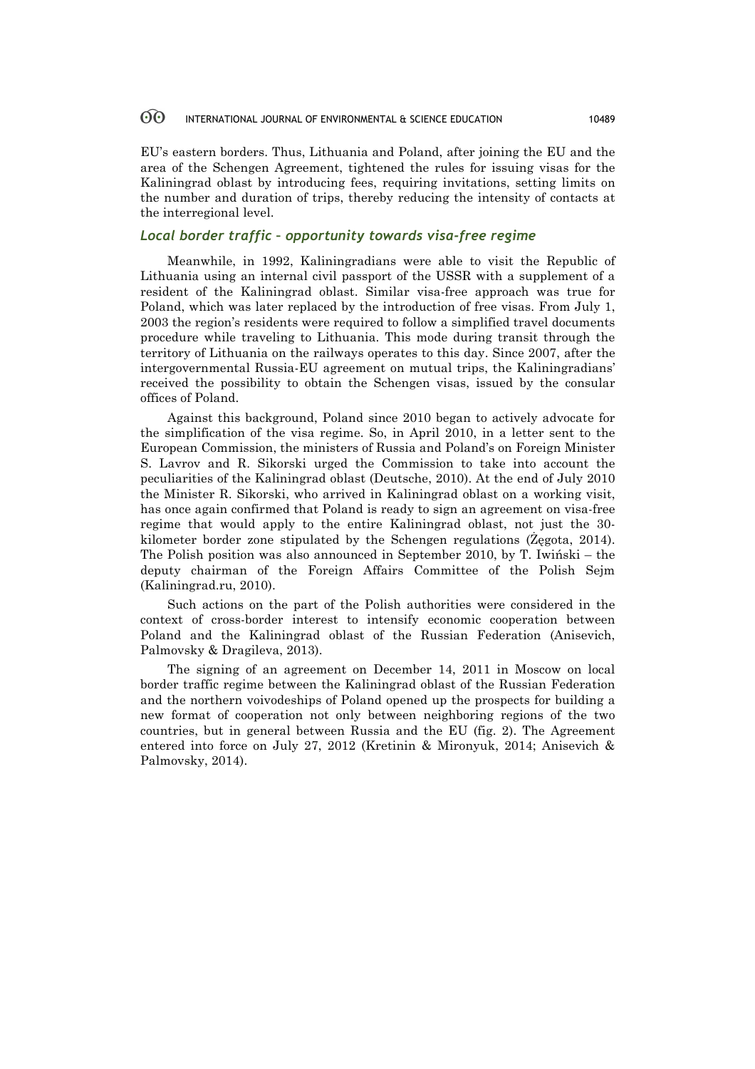EU's eastern borders. Thus, Lithuania and Poland, after joining the EU and the area of the Schengen Agreement, tightened the rules for issuing visas for the Kaliningrad oblast by introducing fees, requiring invitations, setting limits on the number and duration of trips, thereby reducing the intensity of contacts at the interregional level.

### *Local border traffic – opportunity towards visa-free regime*

Meanwhile, in 1992, Kaliningradians were able to visit the Republic of Lithuania using an internal civil passport of the USSR with a supplement of a resident of the Kaliningrad oblast. Similar visa-free approach was true for Poland, which was later replaced by the introduction of free visas. From July 1, 2003 the region's residents were required to follow a simplified travel documents procedure while traveling to Lithuania. This mode during transit through the territory of Lithuania on the railways operates to this day. Since 2007, after the intergovernmental Russia-EU agreement on mutual trips, the Kaliningradians' received the possibility to obtain the Schengen visas, issued by the consular offices of Poland.

Against this background, Poland since 2010 began to actively advocate for the simplification of the visa regime. So, in April 2010, in a letter sent to the European Commission, the ministers of Russia and Poland's on Foreign Minister S. Lavrov and R. Sikorski urged the Commission to take into account the peculiarities of the Kaliningrad oblast (Deutsche, 2010). At the end of July 2010 the Minister R. Sikorski, who arrived in Kaliningrad oblast on a working visit, has once again confirmed that Poland is ready to sign an agreement on visa-free regime that would apply to the entire Kaliningrad oblast, not just the 30-kilometer border zone stipulated by the Schengen regulations (Żęgota, 2014). The Polish position was also announced in September 2010, by T. Iwiński – the deputy chairman of the Foreign Affairs Committee of the Polish Sejm (Kaliningrad.ru, 2010).

Such actions on the part of the Polish authorities were considered in the context of cross-border interest to intensify economic cooperation between Poland and the Kaliningrad oblast of the Russian Federation (Anisevich, Palmovsky & Dragileva, 2013).

The signing of an agreement on December 14, 2011 in Moscow on local border traffic regime between the Kaliningrad oblast of the Russian Federation and the northern voivodeships of Poland opened up the prospects for building a new format of cooperation not only between neighboring regions of the two countries, but in general between Russia and the EU (fig. 2). The Agreement entered into force on July 27, 2012 (Kretinin & Mironyuk, 2014; Anisevich & Palmovsky, 2014).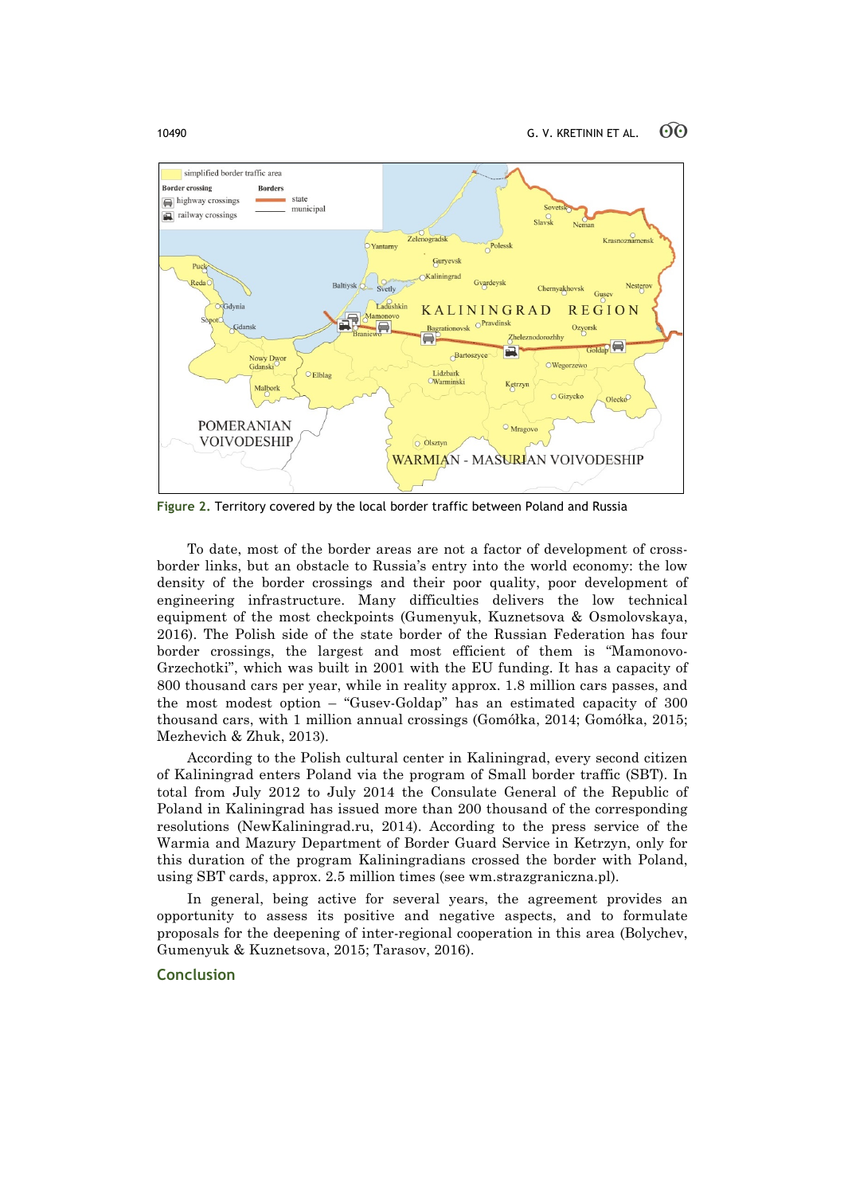Figure 2. Territory covered by the local border traffic between Poland and Russia

To date, most of the border areas are not a factor of development of cross-border links, but an obstacle to Russia's entry into the world economy: the low density of the border crossings and their poor quality, poor development of engineering infrastructure. Many difficulties delivers the low technical equipment of the most checkpoints (Gumenyuk, Kuznetsova & Osmolovskaya, 2016). The Polish side of the state border of the Russian Federation has four border crossings, the largest and most efficient of them is "Mamonovo-Grzechotki", which was built in 2001 with the EU funding. It has a capacity of 800 thousand cars per year, while in reality approx. 1.8 million cars passes, and the most modest option – "Gusev-Goldap" has an estimated capacity of 300 thousand cars, with 1 million annual crossings (Gomółka, 2014; Gomółka, 2015; Mezhevich & Zhuk, 2013).

According to the Polish cultural center in Kaliningrad, every second citizen of Kaliningrad enters Poland via the program of Small border traffic (SBT). In total from July 2012 to July 2014 the Consulate General of the Republic of Poland in Kaliningrad has issued more than 200 thousand of the corresponding resolutions (NewKaliningrad.ru, 2014). According to the press service of the Warmia and Mazury Department of Border Guard Service in Ketrzyn, only for this duration of the program Kaliningradians crossed the border with Poland, using SBT cards, approx. 2.5 million times (see wm.strazgraniczna.pl).

In general, being active for several years, the agreement provides an opportunity to assess its positive and negative aspects, and to formulate proposals for the deepening of inter-regional cooperation in this area (Bolychev, Gumenyuk & Kuznetsova, 2015; Tarasov, 2016).

## Conclusion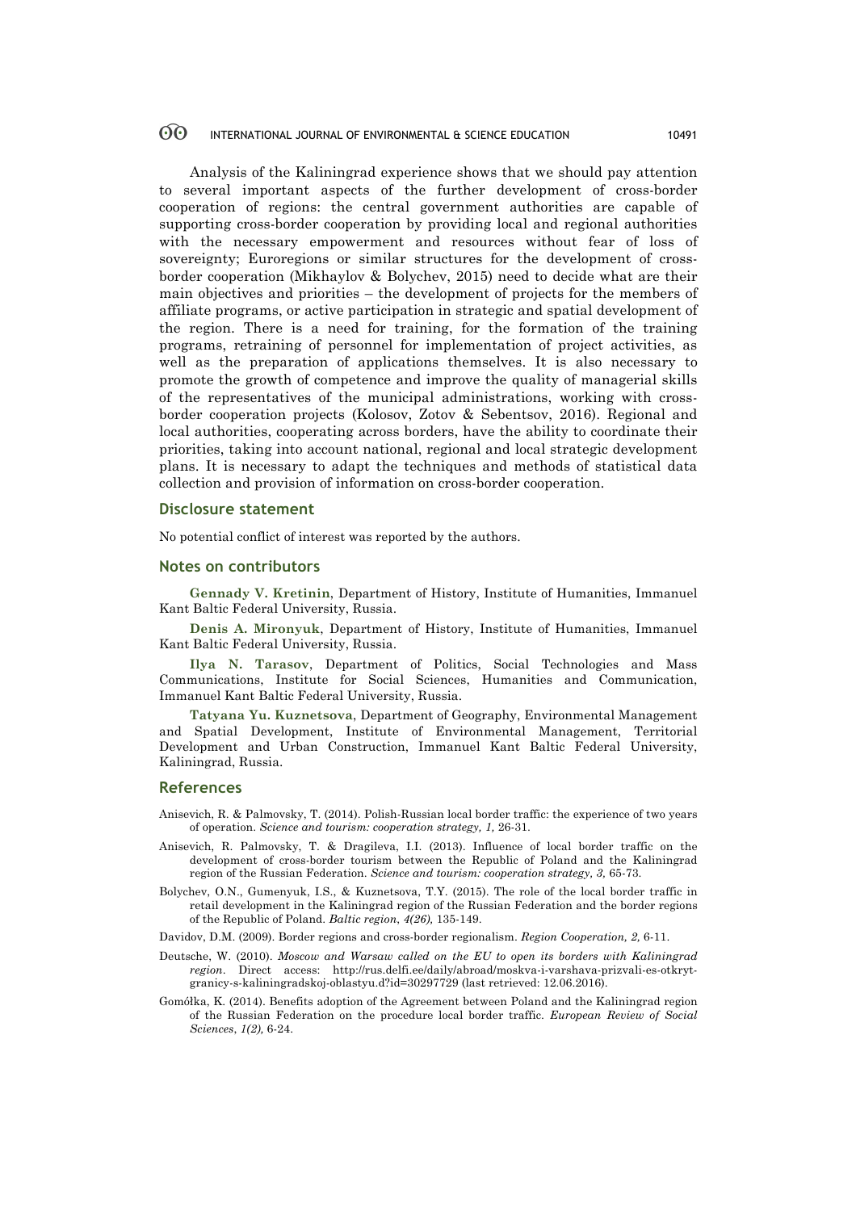Analysis of the Kaliningrad experience shows that we should pay attention to several important aspects of the further development of cross-border cooperation of regions: the central government authorities are capable of supporting cross-border cooperation by providing local and regional authorities with the necessary empowerment and resources without fear of loss of sovereignty; Euroregions or similar structures for the development of cross-border cooperation (Mikhaylov & Bolychev, 2015) need to decide what are their main objectives and priorities – the development of projects for the members of affiliate programs, or active participation in strategic and spatial development of the region. There is a need for training, for the formation of the training programs, retraining of personnel for implementation of project activities, as well as the preparation of applications themselves. It is also necessary to promote the growth of competence and improve the quality of managerial skills of the representatives of the municipal administrations, working with cross-border cooperation projects (Kolosov, Zotov & Sebentsov, 2016). Regional and local authorities, cooperating across borders, have the ability to coordinate their priorities, taking into account national, regional and local strategic development plans. It is necessary to adapt the techniques and methods of statistical data collection and provision of information on cross-border cooperation.

## Disclosure statement

No potential conflict of interest was reported by the authors.

## Notes on contributors

**Gennady V. Kretinin**, Department of History, Institute of Humanities, Immanuel Kant Baltic Federal University, Russia.

**Denis A. Mironyuk**, Department of History, Institute of Humanities, Immanuel Kant Baltic Federal University, Russia.

**Ilya N. Tarasov**, Department of Politics, Social Technologies and Mass Communications, Institute for Social Sciences, Humanities and Communication, Immanuel Kant Baltic Federal University, Russia.

**Tatyana Yu. Kuznetsova**, Department of Geography, Environmental Management and Spatial Development, Institute of Environmental Management, Territorial Development and Urban Construction, Immanuel Kant Baltic Federal University, Kaliningrad, Russia.

## References

Anisevich, R. & Palmovsky, T. (2014). Polish-Russian local border traffic: the experience of two years of operation. *Science and tourism: cooperation strategy, 1,* 26-31.

Anisevich, R. Palmovsky, T. & Dragileva, I.I. (2013). Influence of local border traffic on the development of cross-border tourism between the Republic of Poland and the Kaliningrad region of the Russian Federation. *Science and tourism: cooperation strategy, 3,* 65-73.

Bolychev, O.N., Gumenyuk, I.S., & Kuznetsova, T.Y. (2015). The role of the local border traffic in retail development in the Kaliningrad region of the Russian Federation and the border regions of the Republic of Poland. *Baltic region*, *4(26),* 135-149.

Davidov, D.M. (2009). Border regions and cross-border regionalism. *Region Cooperation, 2,* 6-11.

Deutsche, W. (2010). *Moscow and Warsaw called on the EU to open its borders with Kaliningrad region*. Direct access: http://rus.delfi.ee/daily/abroad/moskva-i-varshava-prizvali-es-otkryt-granicy-s-kaliningradskoj-oblastyu.d?id=30297729 (last retrieved: 12.06.2016).

Gomółka, K. (2014). Benefits adoption of the Agreement between Poland and the Kaliningrad region of the Russian Federation on the procedure local border traffic. *European Review of Social Sciences*, *1(2),* 6-24.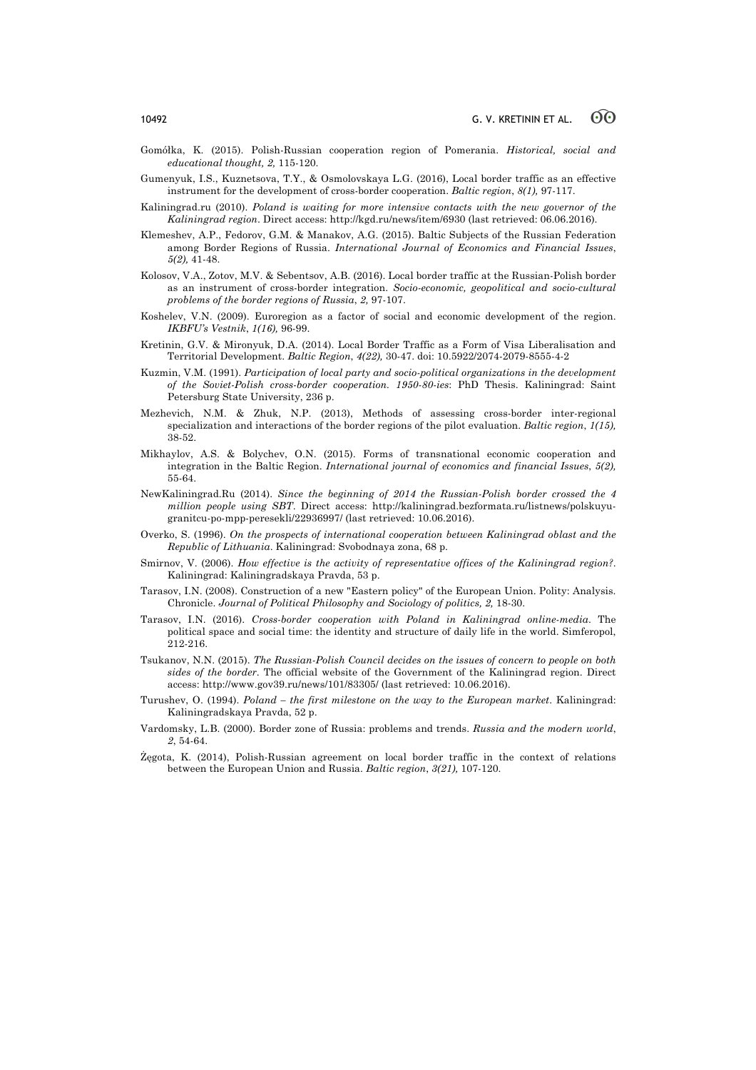Gomółka, K. (2015). Polish-Russian cooperation region of Pomerania. *Historical, social and educational thought, 2,* 115-120.

Gumenyuk, I.S., Kuznetsova, T.Y., & Osmolovskaya L.G. (2016), Local border traffic as an effective instrument for the development of cross-border cooperation. *Baltic region*, *8(1),* 97-117.

Kaliningrad.ru (2010). *Poland is waiting for more intensive contacts with the new governor of the Kaliningrad region*. Direct access: http://kgd.ru/news/item/6930 (last retrieved: 06.06.2016).

Klemeshev, A.P., Fedorov, G.M. & Manakov, A.G. (2015). Baltic Subjects of the Russian Federation among Border Regions of Russia. *International Journal of Economics and Financial Issues*, *5(2),* 41-48.

Kolosov, V.A., Zotov, M.V. & Sebentsov, A.B. (2016). Local border traffic at the Russian-Polish border as an instrument of cross-border integration. *Socio-economic, geopolitical and socio-cultural problems of the border regions of Russia*, *2,* 97-107.

Koshelev, V.N. (2009). Euroregion as a factor of social and economic development of the region. *IKBFU's Vestnik*, *1(16),* 96-99.

Kretinin, G.V. & Mironyuk, D.A. (2014). Local Border Traffic as a Form of Visa Liberalisation and Territorial Development. *Baltic Region*, *4(22),* 30-47. doi: 10.5922/2074-2079-8555-4-2

Kuzmin, V.M. (1991). *Participation of local party and socio-political organizations in the development of the Soviet-Polish cross-border cooperation. 1950-80-ies*: PhD Thesis. Kaliningrad: Saint Petersburg State University, 236 p.

Mezhevich, N.M. & Zhuk, N.P. (2013), Methods of assessing cross-border inter-regional specialization and interactions of the border regions of the pilot evaluation. *Baltic region*, *1(15),* 38-52.

Mikhaylov, A.S. & Bolychev, O.N. (2015). Forms of transnational economic cooperation and integration in the Baltic Region. *International journal of economics and financial Issues*, *5(2),* 55-64.

NewKaliningrad.Ru (2014). *Since the beginning of 2014 the Russian-Polish border crossed the 4 million people using SBT*. Direct access: http://kaliningrad.bezformata.ru/listnews/polskuyu-granitcu-po-mpp-peresekli/22936997/ (last retrieved: 10.06.2016).

Overko, S. (1996). *On the prospects of international cooperation between Kaliningrad oblast and the Republic of Lithuania*. Kaliningrad: Svobodnaya zona, 68 p.

Smirnov, V. (2006). *How effective is the activity of representative offices of the Kaliningrad region?*. Kaliningrad: Kaliningradskaya Pravda, 53 p.

Tarasov, I.N. (2008). Construction of a new "Eastern policy" of the European Union. Polity: Analysis. Chronicle. *Journal of Political Philosophy and Sociology of politics, 2,* 18-30.

Tarasov, I.N. (2016). *Cross-border cooperation with Poland in Kaliningrad online-media*. The political space and social time: the identity and structure of daily life in the world. Simferopol, 212-216.

Tsukanov, N.N. (2015). *The Russian-Polish Council decides on the issues of concern to people on both sides of the border*. The official website of the Government of the Kaliningrad region. Direct access: http://www.gov39.ru/news/101/83305/ (last retrieved: 10.06.2016).

Turushev, O. (1994). *Poland – the first milestone on the way to the European market*. Kaliningrad: Kaliningradskaya Pravda, 52 p.

Vardomsky, L.B. (2000). Border zone of Russia: problems and trends. *Russia and the modern world*, *2*, 54-64.

Żęgota, K. (2014), Polish-Russian agreement on local border traffic in the context of relations between the European Union and Russia. *Baltic region*, *3(21),* 107-120.